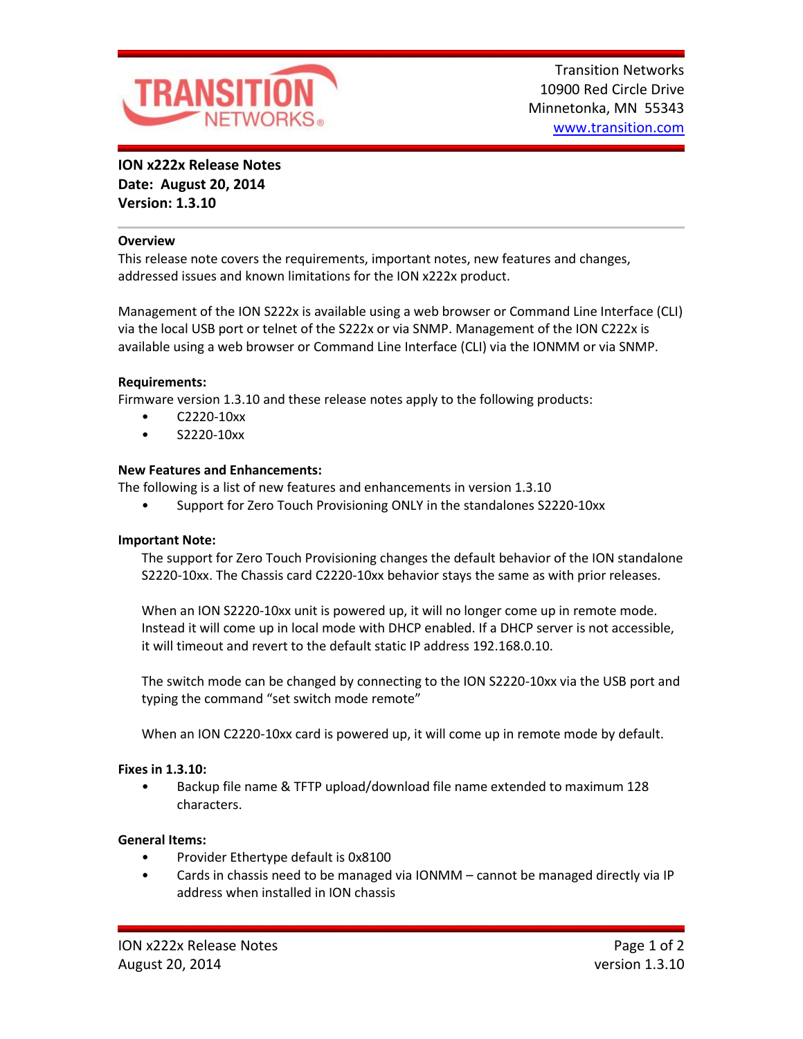TRANSITION NETWORKS

Transition Networks
10900 Red Circle Drive
Minnetonka, MN 55343
www.transition.com

**ION x222x Release Notes**
**Date: August 20, 2014**
**Version: 1.3.10**

---

### Overview

This release note covers the requirements, important notes, new features and changes, addressed issues and known limitations for the ION x222x product.

Management of the ION S222x is available using a web browser or Command Line Interface (CLI) via the local USB port or telnet of the S222x or via SNMP. Management of the ION C222x is available using a web browser or Command Line Interface (CLI) via the IONMM or via SNMP.

### Requirements:

Firmware version 1.3.10 and these release notes apply to the following products:

- C2220-10xx
- S2220-10xx

### New Features and Enhancements:

The following is a list of new features and enhancements in version 1.3.10

- Support for Zero Touch Provisioning ONLY in the standalones S2220-10xx

### Important Note:

The support for Zero Touch Provisioning changes the default behavior of the ION standalone S2220-10xx. The Chassis card C2220-10xx behavior stays the same as with prior releases.

When an ION S2220-10xx unit is powered up, it will no longer come up in remote mode. Instead it will come up in local mode with DHCP enabled. If a DHCP server is not accessible, it will timeout and revert to the default static IP address 192.168.0.10.

The switch mode can be changed by connecting to the ION S2220-10xx via the USB port and typing the command “set switch mode remote”

When an ION C2220-10xx card is powered up, it will come up in remote mode by default.

### Fixes in 1.3.10:

- Backup file name & TFTP upload/download file name extended to maximum 128 characters.

### General Items:

- Provider Ethertype default is 0x8100
- Cards in chassis need to be managed via IONMM – cannot be managed directly via IP address when installed in ION chassis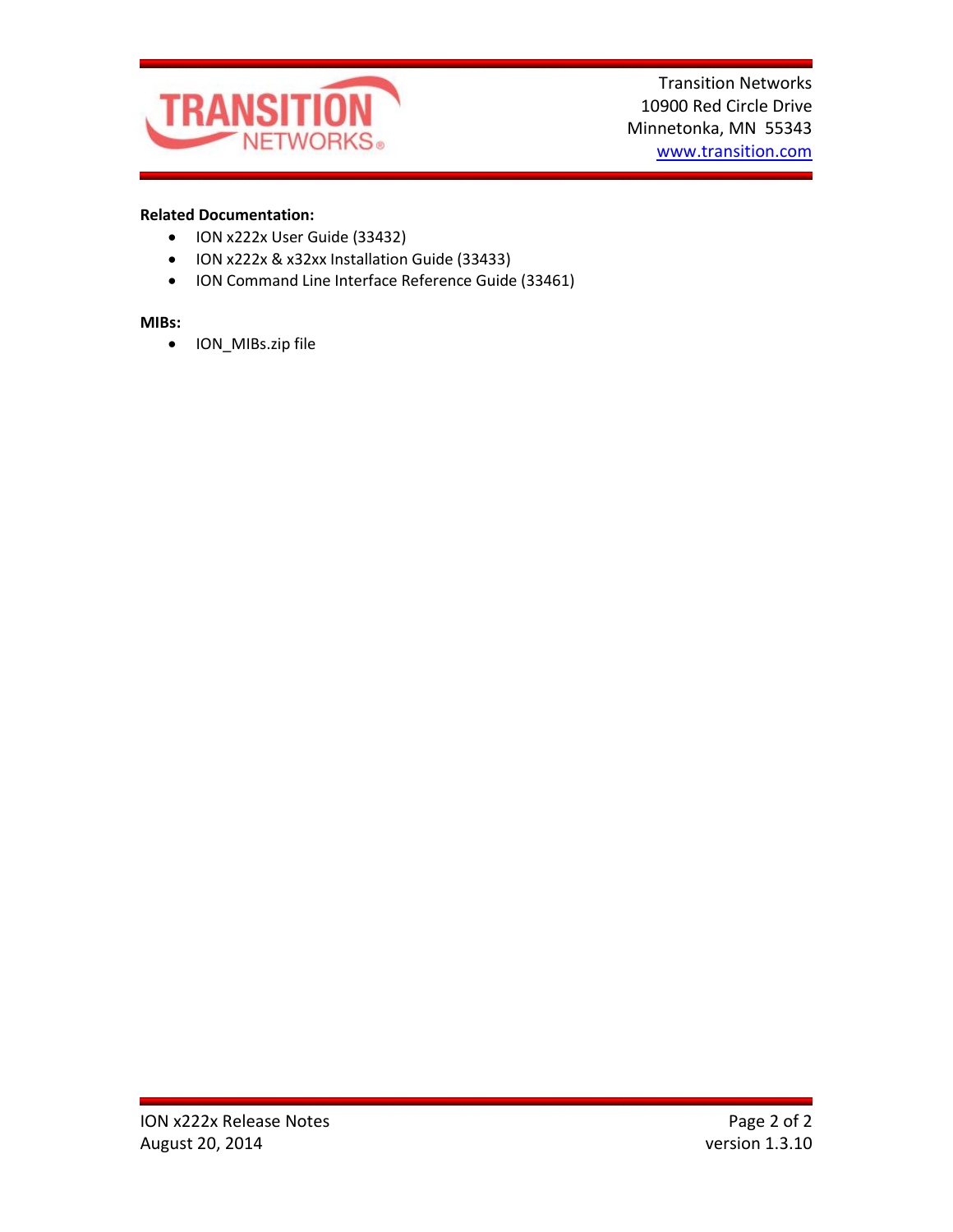**Related Documentation:**

- ION x222x User Guide (33432)
- ION x222x & x32xx Installation Guide (33433)
- ION Command Line Interface Reference Guide (33461)

**MIBs:**

- ION_MIBs.zip file